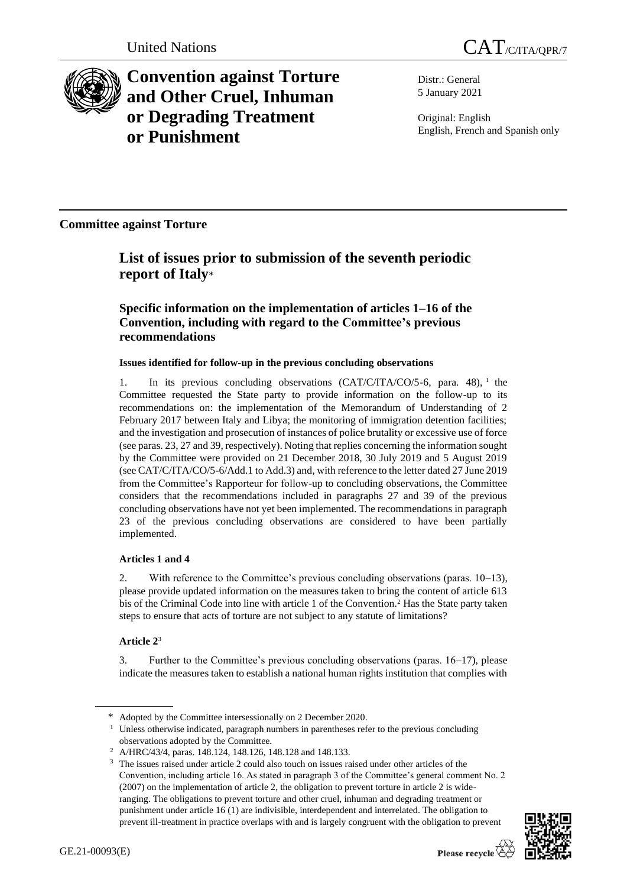United Nations

CAT/C/ITA/QPR/7

# Convention against Torture and Other Cruel, Inhuman or Degrading Treatment or Punishment

Distr.: General
5 January 2021

Original: English
English, French and Spanish only

**Committee against Torture**

## List of issues prior to submission of the seventh periodic report of Italy*

### Specific information on the implementation of articles 1–16 of the Convention, including with regard to the Committee's previous recommendations

#### Issues identified for follow-up in the previous concluding observations

1. In its previous concluding observations (CAT/C/ITA/CO/5-6, para. 48),[1] the Committee requested the State party to provide information on the follow-up to its recommendations on: the implementation of the Memorandum of Understanding of 2 February 2017 between Italy and Libya; the monitoring of immigration detention facilities; and the investigation and prosecution of instances of police brutality or excessive use of force (see paras. 23, 27 and 39, respectively). Noting that replies concerning the information sought by the Committee were provided on 21 December 2018, 30 July 2019 and 5 August 2019 (see CAT/C/ITA/CO/5-6/Add.1 to Add.3) and, with reference to the letter dated 27 June 2019 from the Committee's Rapporteur for follow-up to concluding observations, the Committee considers that the recommendations included in paragraphs 27 and 39 of the previous concluding observations have not yet been implemented. The recommendations in paragraph 23 of the previous concluding observations are considered to have been partially implemented.

#### Articles 1 and 4

2. With reference to the Committee's previous concluding observations (paras. 10–13), please provide updated information on the measures taken to bring the content of article 613 bis of the Criminal Code into line with article 1 of the Convention.[2] Has the State party taken steps to ensure that acts of torture are not subject to any statute of limitations?

#### Article 2[3]

3. Further to the Committee's previous concluding observations (paras. 16–17), please indicate the measures taken to establish a national human rights institution that complies with

---

\* Adopted by the Committee intersessionally on 2 December 2020.

[1] Unless otherwise indicated, paragraph numbers in parentheses refer to the previous concluding observations adopted by the Committee.

[2] A/HRC/43/4, paras. 148.124, 148.126, 148.128 and 148.133.

[3] The issues raised under article 2 could also touch on issues raised under other articles of the Convention, including article 16. As stated in paragraph 3 of the Committee's general comment No. 2 (2007) on the implementation of article 2, the obligation to prevent torture in article 2 is wide-ranging. The obligations to prevent torture and other cruel, inhuman and degrading treatment or punishment under article 16 (1) are indivisible, interdependent and interrelated. The obligation to prevent ill-treatment in practice overlaps with and is largely congruent with the obligation to prevent

GE.21-00093(E)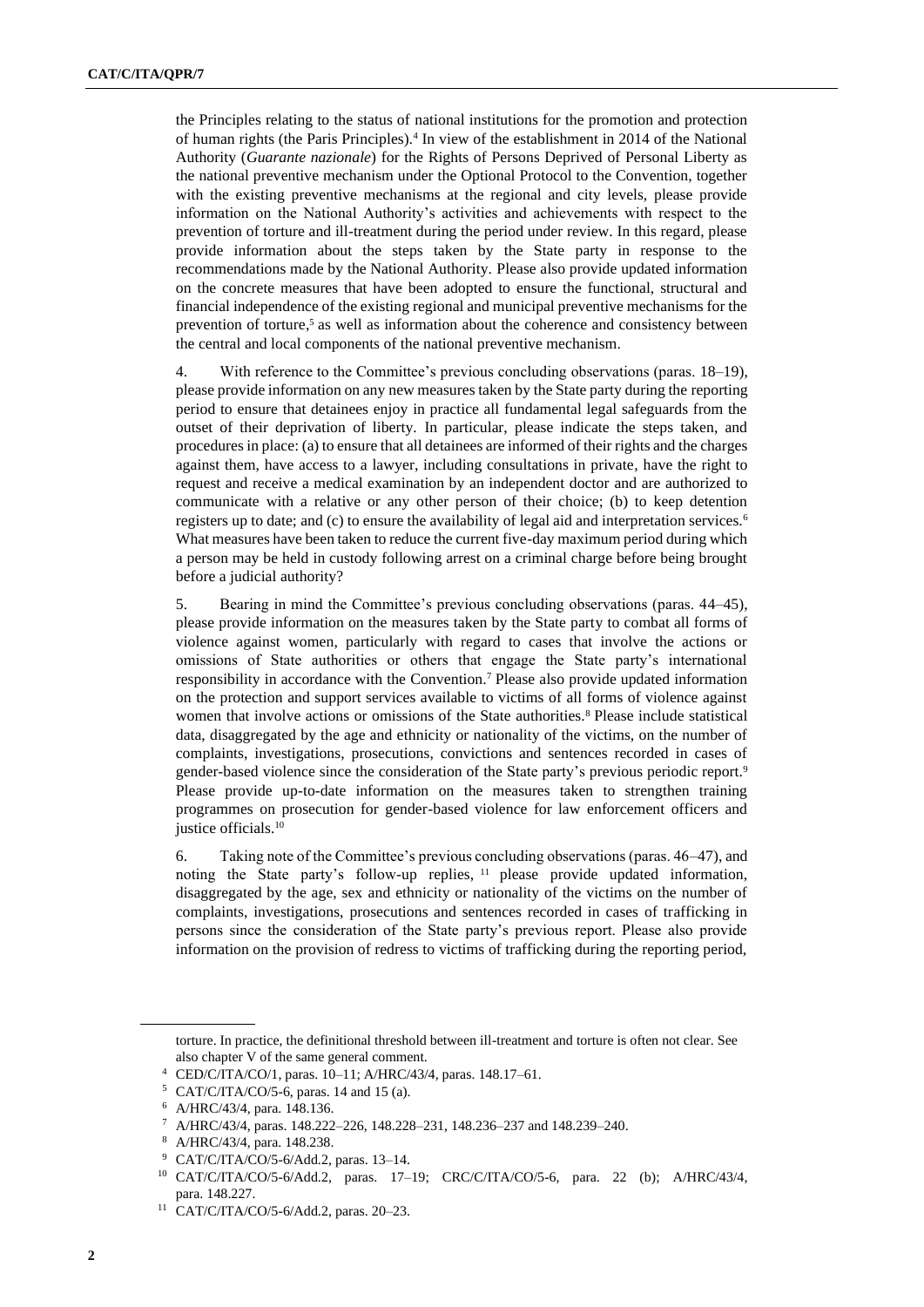the Principles relating to the status of national institutions for the promotion and protection of human rights (the Paris Principles).[4] In view of the establishment in 2014 of the National Authority (*Guarante nazionale*) for the Rights of Persons Deprived of Personal Liberty as the national preventive mechanism under the Optional Protocol to the Convention, together with the existing preventive mechanisms at the regional and city levels, please provide information on the National Authority's activities and achievements with respect to the prevention of torture and ill-treatment during the period under review. In this regard, please provide information about the steps taken by the State party in response to the recommendations made by the National Authority. Please also provide updated information on the concrete measures that have been adopted to ensure the functional, structural and financial independence of the existing regional and municipal preventive mechanisms for the prevention of torture,[5] as well as information about the coherence and consistency between the central and local components of the national preventive mechanism.

4. With reference to the Committee's previous concluding observations (paras. 18–19), please provide information on any new measures taken by the State party during the reporting period to ensure that detainees enjoy in practice all fundamental legal safeguards from the outset of their deprivation of liberty. In particular, please indicate the steps taken, and procedures in place: (a) to ensure that all detainees are informed of their rights and the charges against them, have access to a lawyer, including consultations in private, have the right to request and receive a medical examination by an independent doctor and are authorized to communicate with a relative or any other person of their choice; (b) to keep detention registers up to date; and (c) to ensure the availability of legal aid and interpretation services.[6] What measures have been taken to reduce the current five-day maximum period during which a person may be held in custody following arrest on a criminal charge before being brought before a judicial authority?

5. Bearing in mind the Committee's previous concluding observations (paras. 44–45), please provide information on the measures taken by the State party to combat all forms of violence against women, particularly with regard to cases that involve the actions or omissions of State authorities or others that engage the State party's international responsibility in accordance with the Convention.[7] Please also provide updated information on the protection and support services available to victims of all forms of violence against women that involve actions or omissions of the State authorities.[8] Please include statistical data, disaggregated by the age and ethnicity or nationality of the victims, on the number of complaints, investigations, prosecutions, convictions and sentences recorded in cases of gender-based violence since the consideration of the State party's previous periodic report.[9] Please provide up-to-date information on the measures taken to strengthen training programmes on prosecution for gender-based violence for law enforcement officers and justice officials.[10]

6. Taking note of the Committee's previous concluding observations (paras. 46–47), and noting the State party's follow-up replies,[11] please provide updated information, disaggregated by the age, sex and ethnicity or nationality of the victims on the number of complaints, investigations, prosecutions and sentences recorded in cases of trafficking in persons since the consideration of the State party's previous report. Please also provide information on the provision of redress to victims of trafficking during the reporting period,

---

torture. In practice, the definitional threshold between ill-treatment and torture is often not clear. See also chapter V of the same general comment.

[4] CED/C/ITA/CO/1, paras. 10–11; A/HRC/43/4, paras. 148.17–61.

[5] CAT/C/ITA/CO/5-6, paras. 14 and 15 (a).

[6] A/HRC/43/4, para. 148.136.

[7] A/HRC/43/4, paras. 148.222–226, 148.228–231, 148.236–237 and 148.239–240.

[8] A/HRC/43/4, para. 148.238.

[9] CAT/C/ITA/CO/5-6/Add.2, paras. 13–14.

[10] CAT/C/ITA/CO/5-6/Add.2, paras. 17–19; CRC/C/ITA/CO/5-6, para. 22 (b); A/HRC/43/4, para. 148.227.

[11] CAT/C/ITA/CO/5-6/Add.2, paras. 20–23.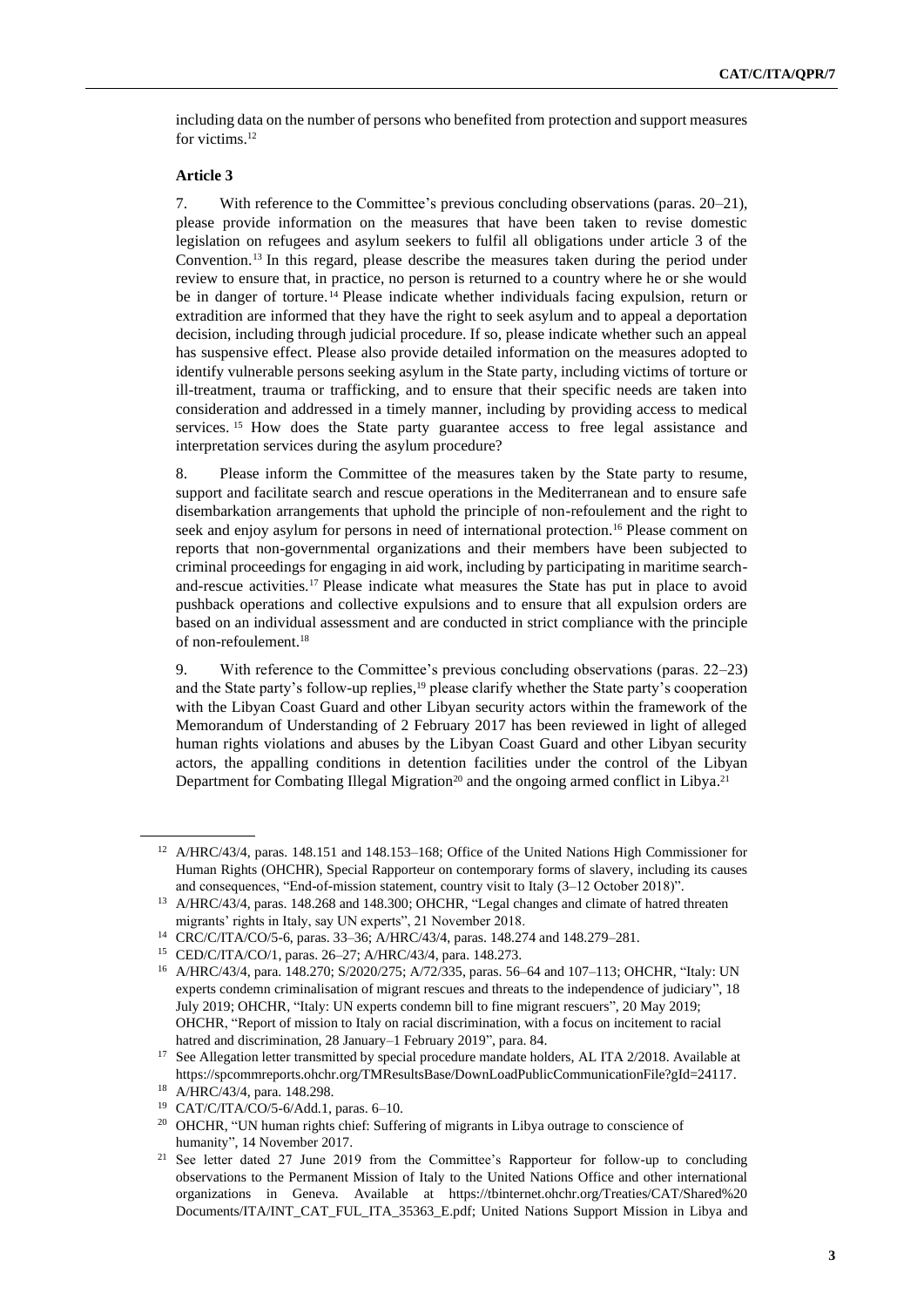including data on the number of persons who benefited from protection and support measures for victims.[12]

**Article 3**

7. With reference to the Committee's previous concluding observations (paras. 20–21), please provide information on the measures that have been taken to revise domestic legislation on refugees and asylum seekers to fulfil all obligations under article 3 of the Convention.[13] In this regard, please describe the measures taken during the period under review to ensure that, in practice, no person is returned to a country where he or she would be in danger of torture.[14] Please indicate whether individuals facing expulsion, return or extradition are informed that they have the right to seek asylum and to appeal a deportation decision, including through judicial procedure. If so, please indicate whether such an appeal has suspensive effect. Please also provide detailed information on the measures adopted to identify vulnerable persons seeking asylum in the State party, including victims of torture or ill-treatment, trauma or trafficking, and to ensure that their specific needs are taken into consideration and addressed in a timely manner, including by providing access to medical services.[15] How does the State party guarantee access to free legal assistance and interpretation services during the asylum procedure?

8. Please inform the Committee of the measures taken by the State party to resume, support and facilitate search and rescue operations in the Mediterranean and to ensure safe disembarkation arrangements that uphold the principle of non-refoulement and the right to seek and enjoy asylum for persons in need of international protection.[16] Please comment on reports that non-governmental organizations and their members have been subjected to criminal proceedings for engaging in aid work, including by participating in maritime search-and-rescue activities.[17] Please indicate what measures the State has put in place to avoid pushback operations and collective expulsions and to ensure that all expulsion orders are based on an individual assessment and are conducted in strict compliance with the principle of non-refoulement.[18]

9. With reference to the Committee's previous concluding observations (paras. 22–23) and the State party's follow-up replies,[19] please clarify whether the State party's cooperation with the Libyan Coast Guard and other Libyan security actors within the framework of the Memorandum of Understanding of 2 February 2017 has been reviewed in light of alleged human rights violations and abuses by the Libyan Coast Guard and other Libyan security actors, the appalling conditions in detention facilities under the control of the Libyan Department for Combating Illegal Migration[20] and the ongoing armed conflict in Libya.[21]

---

[12] A/HRC/43/4, paras. 148.151 and 148.153–168; Office of the United Nations High Commissioner for Human Rights (OHCHR), Special Rapporteur on contemporary forms of slavery, including its causes and consequences, "End-of-mission statement, country visit to Italy (3–12 October 2018)".

[13] A/HRC/43/4, paras. 148.268 and 148.300; OHCHR, "Legal changes and climate of hatred threaten migrants' rights in Italy, say UN experts", 21 November 2018.

[14] CRC/C/ITA/CO/5-6, paras. 33–36; A/HRC/43/4, paras. 148.274 and 148.279–281.

[15] CED/C/ITA/CO/1, paras. 26–27; A/HRC/43/4, para. 148.273.

[16] A/HRC/43/4, para. 148.270; S/2020/275; A/72/335, paras. 56–64 and 107–113; OHCHR, "Italy: UN experts condemn criminalisation of migrant rescues and threats to the independence of judiciary", 18 July 2019; OHCHR, "Italy: UN experts condemn bill to fine migrant rescuers", 20 May 2019; OHCHR, "Report of mission to Italy on racial discrimination, with a focus on incitement to racial hatred and discrimination, 28 January–1 February 2019", para. 84.

[17] See Allegation letter transmitted by special procedure mandate holders, AL ITA 2/2018. Available at https://spcommreports.ohchr.org/TMResultsBase/DownLoadPublicCommunicationFile?gId=24117.

[18] A/HRC/43/4, para. 148.298.

[19] CAT/C/ITA/CO/5-6/Add.1, paras. 6–10.

[20] OHCHR, "UN human rights chief: Suffering of migrants in Libya outrage to conscience of humanity", 14 November 2017.

[21] See letter dated 27 June 2019 from the Committee's Rapporteur for follow-up to concluding observations to the Permanent Mission of Italy to the United Nations Office and other international organizations in Geneva. Available at https://tbinternet.ohchr.org/Treaties/CAT/Shared%20Documents/ITA/INT_CAT_FUL_ITA_35363_E.pdf; United Nations Support Mission in Libya and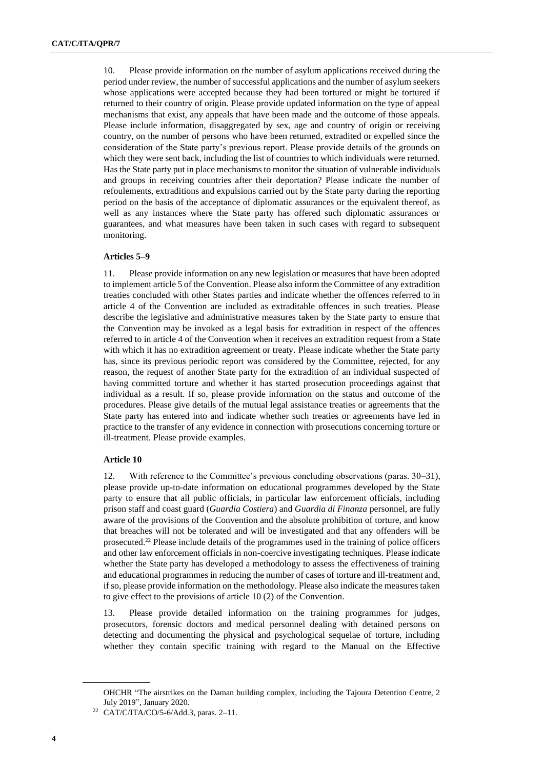10. Please provide information on the number of asylum applications received during the period under review, the number of successful applications and the number of asylum seekers whose applications were accepted because they had been tortured or might be tortured if returned to their country of origin. Please provide updated information on the type of appeal mechanisms that exist, any appeals that have been made and the outcome of those appeals. Please include information, disaggregated by sex, age and country of origin or receiving country, on the number of persons who have been returned, extradited or expelled since the consideration of the State party's previous report. Please provide details of the grounds on which they were sent back, including the list of countries to which individuals were returned. Has the State party put in place mechanisms to monitor the situation of vulnerable individuals and groups in receiving countries after their deportation? Please indicate the number of refoulements, extraditions and expulsions carried out by the State party during the reporting period on the basis of the acceptance of diplomatic assurances or the equivalent thereof, as well as any instances where the State party has offered such diplomatic assurances or guarantees, and what measures have been taken in such cases with regard to subsequent monitoring.

### Articles 5–9

11. Please provide information on any new legislation or measures that have been adopted to implement article 5 of the Convention. Please also inform the Committee of any extradition treaties concluded with other States parties and indicate whether the offences referred to in article 4 of the Convention are included as extraditable offences in such treaties. Please describe the legislative and administrative measures taken by the State party to ensure that the Convention may be invoked as a legal basis for extradition in respect of the offences referred to in article 4 of the Convention when it receives an extradition request from a State with which it has no extradition agreement or treaty. Please indicate whether the State party has, since its previous periodic report was considered by the Committee, rejected, for any reason, the request of another State party for the extradition of an individual suspected of having committed torture and whether it has started prosecution proceedings against that individual as a result. If so, please provide information on the status and outcome of the procedures. Please give details of the mutual legal assistance treaties or agreements that the State party has entered into and indicate whether such treaties or agreements have led in practice to the transfer of any evidence in connection with prosecutions concerning torture or ill-treatment. Please provide examples.

### Article 10

12. With reference to the Committee's previous concluding observations (paras. 30–31), please provide up-to-date information on educational programmes developed by the State party to ensure that all public officials, in particular law enforcement officials, including prison staff and coast guard (*Guardia Costiera*) and *Guardia di Finanza* personnel, are fully aware of the provisions of the Convention and the absolute prohibition of torture, and know that breaches will not be tolerated and will be investigated and that any offenders will be prosecuted.[22] Please include details of the programmes used in the training of police officers and other law enforcement officials in non-coercive investigating techniques. Please indicate whether the State party has developed a methodology to assess the effectiveness of training and educational programmes in reducing the number of cases of torture and ill-treatment and, if so, please provide information on the methodology. Please also indicate the measures taken to give effect to the provisions of article 10 (2) of the Convention.

13. Please provide detailed information on the training programmes for judges, prosecutors, forensic doctors and medical personnel dealing with detained persons on detecting and documenting the physical and psychological sequelae of torture, including whether they contain specific training with regard to the Manual on the Effective

---

OHCHR "The airstrikes on the Daman building complex, including the Tajoura Detention Centre, 2 July 2019", January 2020.

[22] CAT/C/ITA/CO/5-6/Add.3, paras. 2–11.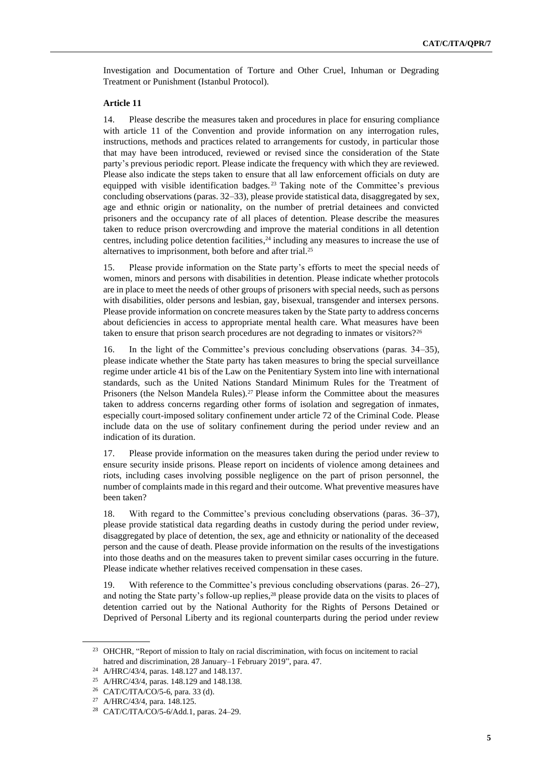Investigation and Documentation of Torture and Other Cruel, Inhuman or Degrading Treatment or Punishment (Istanbul Protocol).

**Article 11**

14. Please describe the measures taken and procedures in place for ensuring compliance with article 11 of the Convention and provide information on any interrogation rules, instructions, methods and practices related to arrangements for custody, in particular those that may have been introduced, reviewed or revised since the consideration of the State party's previous periodic report. Please indicate the frequency with which they are reviewed. Please also indicate the steps taken to ensure that all law enforcement officials on duty are equipped with visible identification badges.[23] Taking note of the Committee's previous concluding observations (paras. 32–33), please provide statistical data, disaggregated by sex, age and ethnic origin or nationality, on the number of pretrial detainees and convicted prisoners and the occupancy rate of all places of detention. Please describe the measures taken to reduce prison overcrowding and improve the material conditions in all detention centres, including police detention facilities,[24] including any measures to increase the use of alternatives to imprisonment, both before and after trial.[25]

15. Please provide information on the State party's efforts to meet the special needs of women, minors and persons with disabilities in detention. Please indicate whether protocols are in place to meet the needs of other groups of prisoners with special needs, such as persons with disabilities, older persons and lesbian, gay, bisexual, transgender and intersex persons. Please provide information on concrete measures taken by the State party to address concerns about deficiencies in access to appropriate mental health care. What measures have been taken to ensure that prison search procedures are not degrading to inmates or visitors?[26]

16. In the light of the Committee's previous concluding observations (paras. 34–35), please indicate whether the State party has taken measures to bring the special surveillance regime under article 41 bis of the Law on the Penitentiary System into line with international standards, such as the United Nations Standard Minimum Rules for the Treatment of Prisoners (the Nelson Mandela Rules).[27] Please inform the Committee about the measures taken to address concerns regarding other forms of isolation and segregation of inmates, especially court-imposed solitary confinement under article 72 of the Criminal Code. Please include data on the use of solitary confinement during the period under review and an indication of its duration.

17. Please provide information on the measures taken during the period under review to ensure security inside prisons. Please report on incidents of violence among detainees and riots, including cases involving possible negligence on the part of prison personnel, the number of complaints made in this regard and their outcome. What preventive measures have been taken?

18. With regard to the Committee's previous concluding observations (paras. 36–37), please provide statistical data regarding deaths in custody during the period under review, disaggregated by place of detention, the sex, age and ethnicity or nationality of the deceased person and the cause of death. Please provide information on the results of the investigations into those deaths and on the measures taken to prevent similar cases occurring in the future. Please indicate whether relatives received compensation in these cases.

19. With reference to the Committee's previous concluding observations (paras. 26–27), and noting the State party's follow-up replies,[28] please provide data on the visits to places of detention carried out by the National Authority for the Rights of Persons Detained or Deprived of Personal Liberty and its regional counterparts during the period under review

---

[23] OHCHR, "Report of mission to Italy on racial discrimination, with focus on incitement to racial hatred and discrimination, 28 January–1 February 2019", para. 47.

[24] A/HRC/43/4, paras. 148.127 and 148.137.

[25] A/HRC/43/4, paras. 148.129 and 148.138.

[26] CAT/C/ITA/CO/5-6, para. 33 (d).

[27] A/HRC/43/4, para. 148.125.

[28] CAT/C/ITA/CO/5-6/Add.1, paras. 24–29.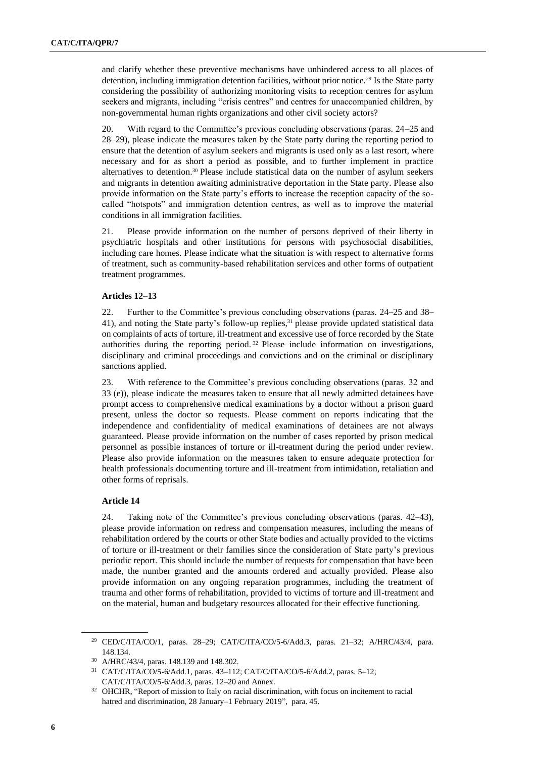and clarify whether these preventive mechanisms have unhindered access to all places of detention, including immigration detention facilities, without prior notice.[29] Is the State party considering the possibility of authorizing monitoring visits to reception centres for asylum seekers and migrants, including "crisis centres" and centres for unaccompanied children, by non-governmental human rights organizations and other civil society actors?

20. With regard to the Committee's previous concluding observations (paras. 24–25 and 28–29), please indicate the measures taken by the State party during the reporting period to ensure that the detention of asylum seekers and migrants is used only as a last resort, where necessary and for as short a period as possible, and to further implement in practice alternatives to detention.[30] Please include statistical data on the number of asylum seekers and migrants in detention awaiting administrative deportation in the State party. Please also provide information on the State party's efforts to increase the reception capacity of the so-called "hotspots" and immigration detention centres, as well as to improve the material conditions in all immigration facilities.

21. Please provide information on the number of persons deprived of their liberty in psychiatric hospitals and other institutions for persons with psychosocial disabilities, including care homes. Please indicate what the situation is with respect to alternative forms of treatment, such as community-based rehabilitation services and other forms of outpatient treatment programmes.

### Articles 12–13

22. Further to the Committee's previous concluding observations (paras. 24–25 and 38–41), and noting the State party's follow-up replies,[31] please provide updated statistical data on complaints of acts of torture, ill-treatment and excessive use of force recorded by the State authorities during the reporting period.[32] Please include information on investigations, disciplinary and criminal proceedings and convictions and on the criminal or disciplinary sanctions applied.

23. With reference to the Committee's previous concluding observations (paras. 32 and 33 (e)), please indicate the measures taken to ensure that all newly admitted detainees have prompt access to comprehensive medical examinations by a doctor without a prison guard present, unless the doctor so requests. Please comment on reports indicating that the independence and confidentiality of medical examinations of detainees are not always guaranteed. Please provide information on the number of cases reported by prison medical personnel as possible instances of torture or ill-treatment during the period under review. Please also provide information on the measures taken to ensure adequate protection for health professionals documenting torture and ill-treatment from intimidation, retaliation and other forms of reprisals.

### Article 14

24. Taking note of the Committee's previous concluding observations (paras. 42–43), please provide information on redress and compensation measures, including the means of rehabilitation ordered by the courts or other State bodies and actually provided to the victims of torture or ill-treatment or their families since the consideration of State party's previous periodic report. This should include the number of requests for compensation that have been made, the number granted and the amounts ordered and actually provided. Please also provide information on any ongoing reparation programmes, including the treatment of trauma and other forms of rehabilitation, provided to victims of torture and ill-treatment and on the material, human and budgetary resources allocated for their effective functioning.

---

[29] CED/C/ITA/CO/1, paras. 28–29; CAT/C/ITA/CO/5-6/Add.3, paras. 21–32; A/HRC/43/4, para. 148.134.

[30] A/HRC/43/4, paras. 148.139 and 148.302.

[31] CAT/C/ITA/CO/5-6/Add.1, paras. 43–112; CAT/C/ITA/CO/5-6/Add.2, paras. 5–12; CAT/C/ITA/CO/5-6/Add.3, paras. 12–20 and Annex.

[32] OHCHR, "Report of mission to Italy on racial discrimination, with focus on incitement to racial hatred and discrimination, 28 January–1 February 2019", para. 45.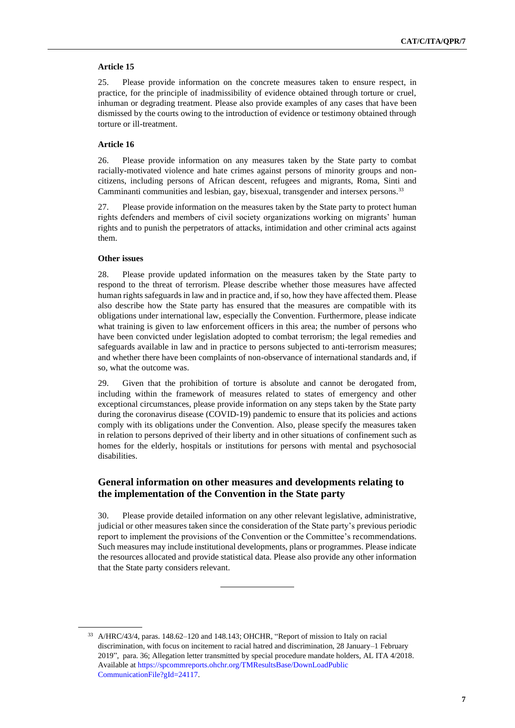### Article 15

25. Please provide information on the concrete measures taken to ensure respect, in practice, for the principle of inadmissibility of evidence obtained through torture or cruel, inhuman or degrading treatment. Please also provide examples of any cases that have been dismissed by the courts owing to the introduction of evidence or testimony obtained through torture or ill-treatment.

### Article 16

26. Please provide information on any measures taken by the State party to combat racially-motivated violence and hate crimes against persons of minority groups and non-citizens, including persons of African descent, refugees and migrants, Roma, Sinti and Camminanti communities and lesbian, gay, bisexual, transgender and intersex persons.[33]

27. Please provide information on the measures taken by the State party to protect human rights defenders and members of civil society organizations working on migrants' human rights and to punish the perpetrators of attacks, intimidation and other criminal acts against them.

### Other issues

28. Please provide updated information on the measures taken by the State party to respond to the threat of terrorism. Please describe whether those measures have affected human rights safeguards in law and in practice and, if so, how they have affected them. Please also describe how the State party has ensured that the measures are compatible with its obligations under international law, especially the Convention. Furthermore, please indicate what training is given to law enforcement officers in this area; the number of persons who have been convicted under legislation adopted to combat terrorism; the legal remedies and safeguards available in law and in practice to persons subjected to anti-terrorism measures; and whether there have been complaints of non-observance of international standards and, if so, what the outcome was.

29. Given that the prohibition of torture is absolute and cannot be derogated from, including within the framework of measures related to states of emergency and other exceptional circumstances, please provide information on any steps taken by the State party during the coronavirus disease (COVID-19) pandemic to ensure that its policies and actions comply with its obligations under the Convention. Also, please specify the measures taken in relation to persons deprived of their liberty and in other situations of confinement such as homes for the elderly, hospitals or institutions for persons with mental and psychosocial disabilities.

## General information on other measures and developments relating to the implementation of the Convention in the State party

30. Please provide detailed information on any other relevant legislative, administrative, judicial or other measures taken since the consideration of the State party's previous periodic report to implement the provisions of the Convention or the Committee's recommendations. Such measures may include institutional developments, plans or programmes. Please indicate the resources allocated and provide statistical data. Please also provide any other information that the State party considers relevant.

---

[33] A/HRC/43/4, paras. 148.62–120 and 148.143; OHCHR, "Report of mission to Italy on racial discrimination, with focus on incitement to racial hatred and discrimination, 28 January–1 February 2019", para. 36; Allegation letter transmitted by special procedure mandate holders, AL ITA 4/2018. Available at https://spcommreports.ohchr.org/TMResultsBase/DownLoadPublicCommunicationFile?gId=24117.